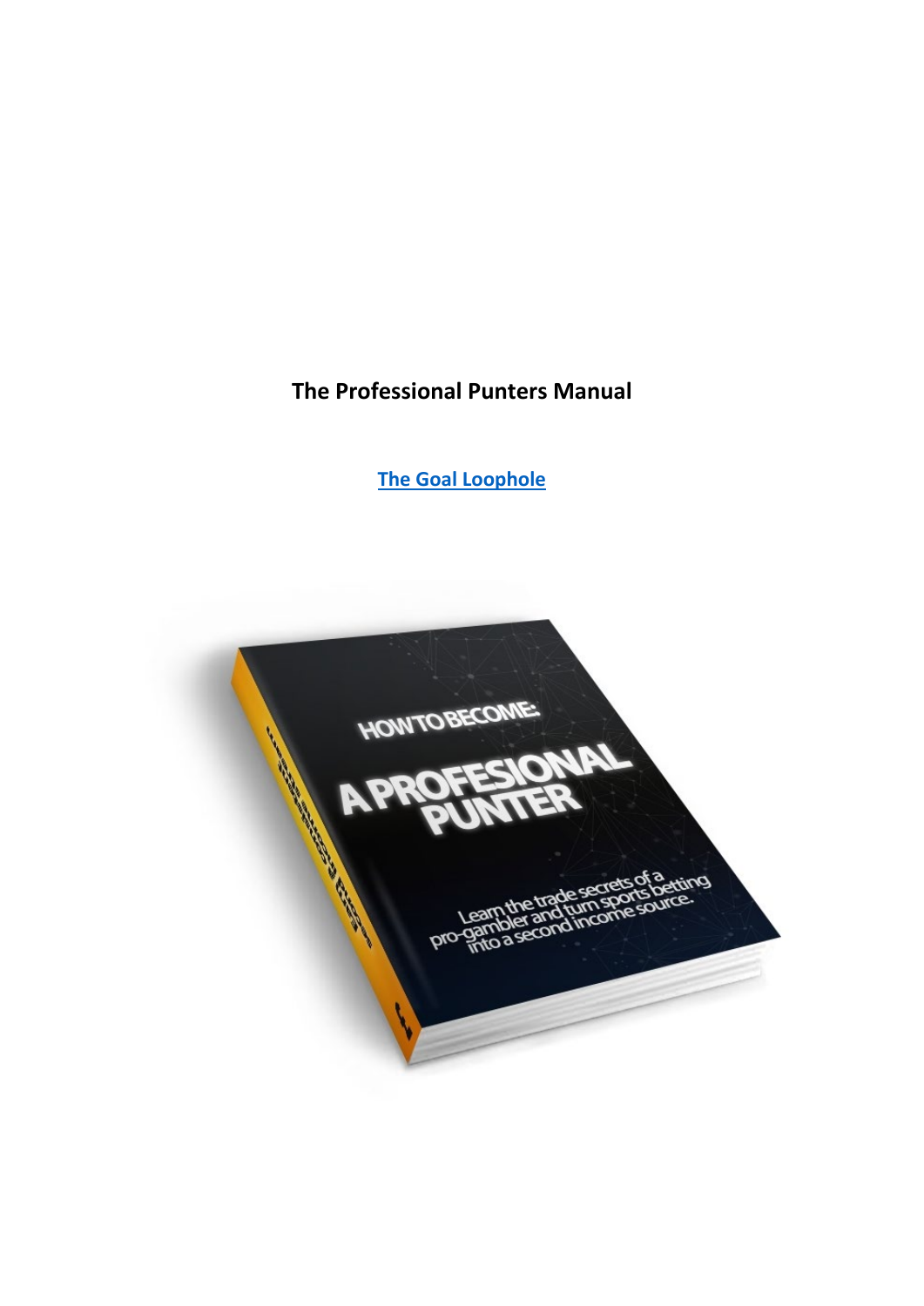**The Professional Punters Manual**

[The Goal Loophole]()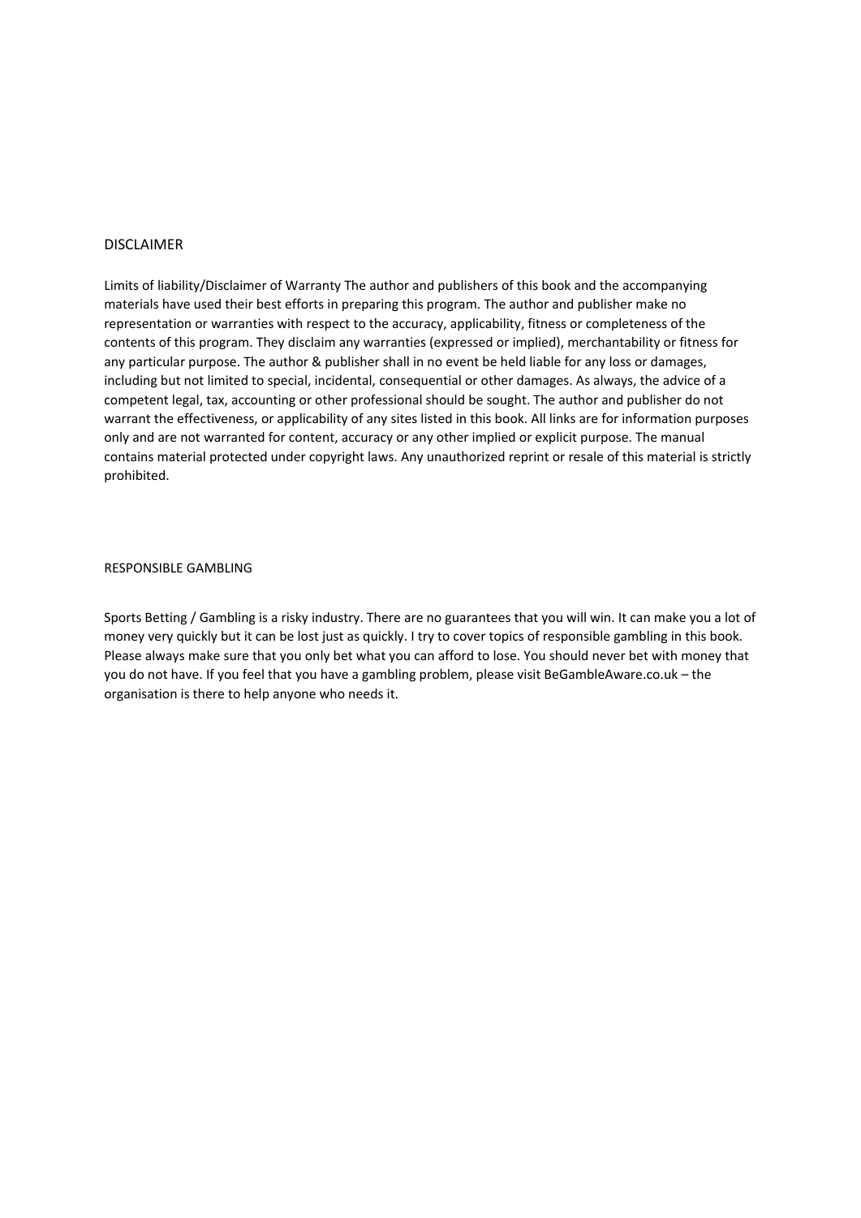## DISCLAIMER

Limits of liability/Disclaimer of Warranty The author and publishers of this book and the accompanying materials have used their best efforts in preparing this program. The author and publisher make no representation or warranties with respect to the accuracy, applicability, fitness or completeness of the contents of this program. They disclaim any warranties (expressed or implied), merchantability or fitness for any particular purpose. The author & publisher shall in no event be held liable for any loss or damages, including but not limited to special, incidental, consequential or other damages. As always, the advice of a competent legal, tax, accounting or other professional should be sought. The author and publisher do not warrant the effectiveness, or applicability of any sites listed in this book. All links are for information purposes only and are not warranted for content, accuracy or any other implied or explicit purpose. The manual contains material protected under copyright laws. Any unauthorized reprint or resale of this material is strictly prohibited.

## RESPONSIBLE GAMBLING

Sports Betting / Gambling is a risky industry. There are no guarantees that you will win. It can make you a lot of money very quickly but it can be lost just as quickly. I try to cover topics of responsible gambling in this book. Please always make sure that you only bet what you can afford to lose. You should never bet with money that you do not have. If you feel that you have a gambling problem, please visit BeGambleAware.co.uk – the organisation is there to help anyone who needs it.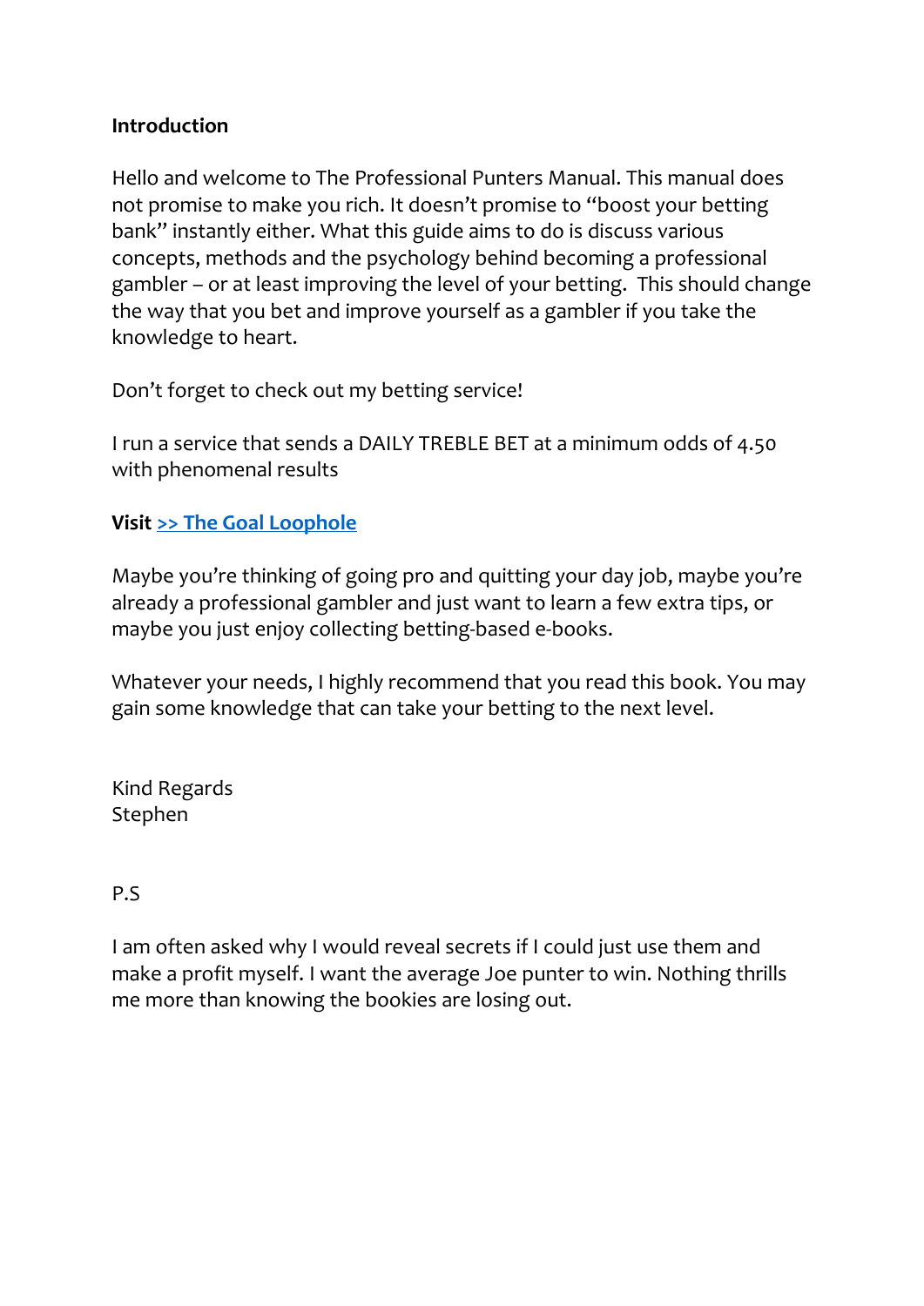**Introduction**

Hello and welcome to The Professional Punters Manual. This manual does not promise to make you rich. It doesn't promise to "boost your betting bank" instantly either. What this guide aims to do is discuss various concepts, methods and the psychology behind becoming a professional gambler – or at least improving the level of your betting.  This should change the way that you bet and improve yourself as a gambler if you take the knowledge to heart.

Don't forget to check out my betting service!

I run a service that sends a DAILY TREBLE BET at a minimum odds of 4.50 with phenomenal results

**Visit >> The Goal Loophole**

Maybe you're thinking of going pro and quitting your day job, maybe you're already a professional gambler and just want to learn a few extra tips, or maybe you just enjoy collecting betting-based e-books.

Whatever your needs, I highly recommend that you read this book. You may gain some knowledge that can take your betting to the next level.

Kind Regards
Stephen

P.S

I am often asked why I would reveal secrets if I could just use them and make a profit myself. I want the average Joe punter to win. Nothing thrills me more than knowing the bookies are losing out.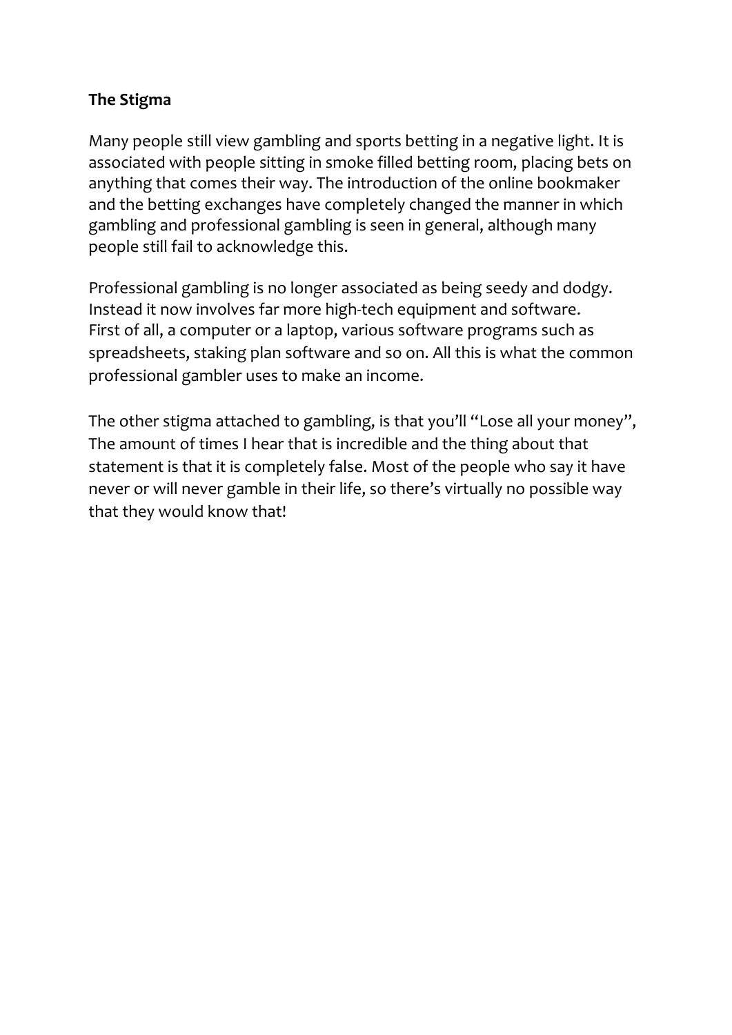**The Stigma**

Many people still view gambling and sports betting in a negative light. It is associated with people sitting in smoke filled betting room, placing bets on anything that comes their way. The introduction of the online bookmaker and the betting exchanges have completely changed the manner in which gambling and professional gambling is seen in general, although many people still fail to acknowledge this.

Professional gambling is no longer associated as being seedy and dodgy. Instead it now involves far more high-tech equipment and software. First of all, a computer or a laptop, various software programs such as spreadsheets, staking plan software and so on. All this is what the common professional gambler uses to make an income.

The other stigma attached to gambling, is that you'll "Lose all your money", The amount of times I hear that is incredible and the thing about that statement is that it is completely false. Most of the people who say it have never or will never gamble in their life, so there's virtually no possible way that they would know that!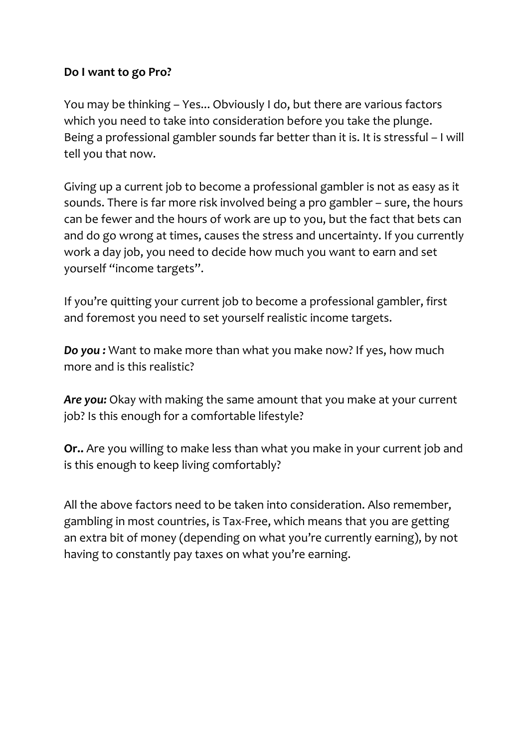**Do I want to go Pro?**

You may be thinking – Yes... Obviously I do, but there are various factors which you need to take into consideration before you take the plunge. Being a professional gambler sounds far better than it is. It is stressful – I will tell you that now.

Giving up a current job to become a professional gambler is not as easy as it sounds. There is far more risk involved being a pro gambler – sure, the hours can be fewer and the hours of work are up to you, but the fact that bets can and do go wrong at times, causes the stress and uncertainty. If you currently work a day job, you need to decide how much you want to earn and set yourself "income targets".

If you're quitting your current job to become a professional gambler, first and foremost you need to set yourself realistic income targets.

***Do you :*** Want to make more than what you make now? If yes, how much more and is this realistic?

***Are you:*** Okay with making the same amount that you make at your current job? Is this enough for a comfortable lifestyle?

**Or..** Are you willing to make less than what you make in your current job and is this enough to keep living comfortably?

All the above factors need to be taken into consideration. Also remember, gambling in most countries, is Tax-Free, which means that you are getting an extra bit of money (depending on what you're currently earning), by not having to constantly pay taxes on what you're earning.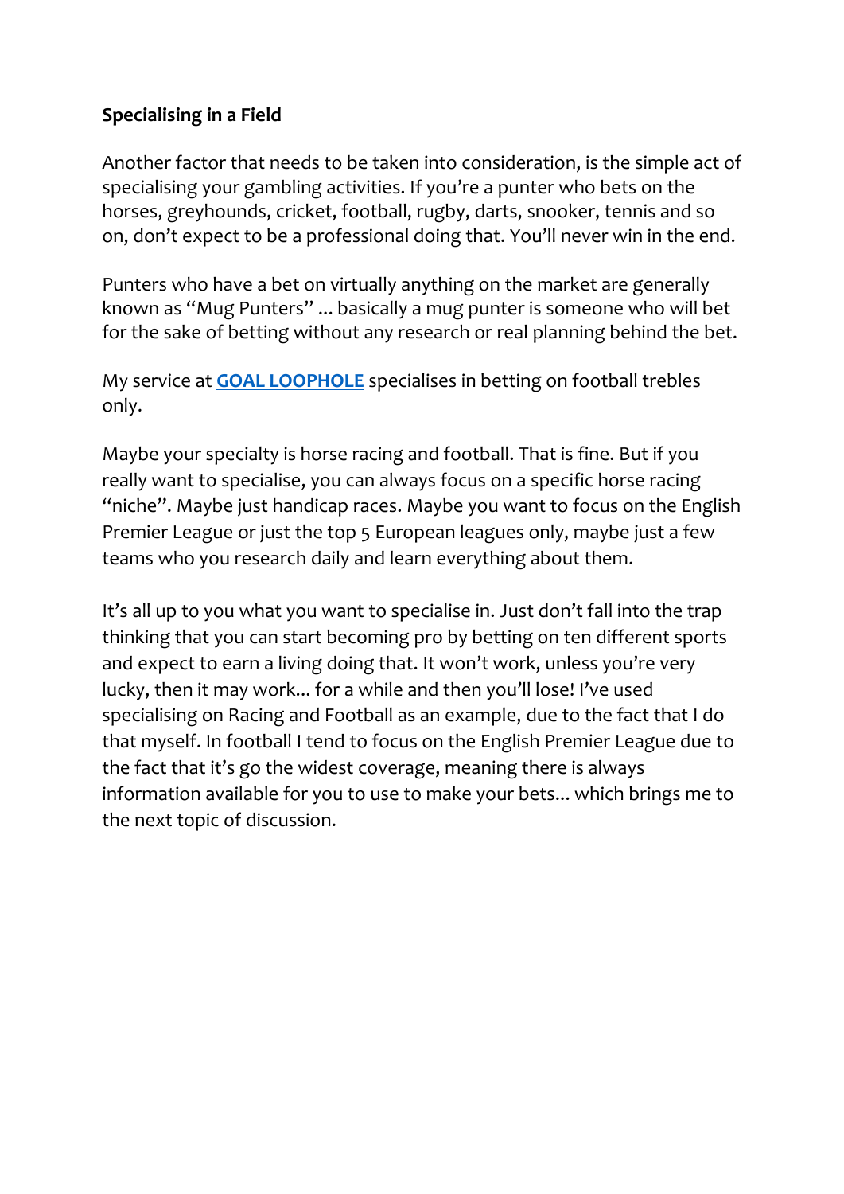**Specialising in a Field**

Another factor that needs to be taken into consideration, is the simple act of specialising your gambling activities. If you're a punter who bets on the horses, greyhounds, cricket, football, rugby, darts, snooker, tennis and so on, don't expect to be a professional doing that. You'll never win in the end.

Punters who have a bet on virtually anything on the market are generally known as "Mug Punters" ... basically a mug punter is someone who will bet for the sake of betting without any research or real planning behind the bet.

My service at **GOAL LOOPHOLE** specialises in betting on football trebles only.

Maybe your specialty is horse racing and football. That is fine. But if you really want to specialise, you can always focus on a specific horse racing "niche". Maybe just handicap races. Maybe you want to focus on the English Premier League or just the top 5 European leagues only, maybe just a few teams who you research daily and learn everything about them.

It's all up to you what you want to specialise in. Just don't fall into the trap thinking that you can start becoming pro by betting on ten different sports and expect to earn a living doing that. It won't work, unless you're very lucky, then it may work... for a while and then you'll lose! I've used specialising on Racing and Football as an example, due to the fact that I do that myself. In football I tend to focus on the English Premier League due to the fact that it's go the widest coverage, meaning there is always information available for you to use to make your bets... which brings me to the next topic of discussion.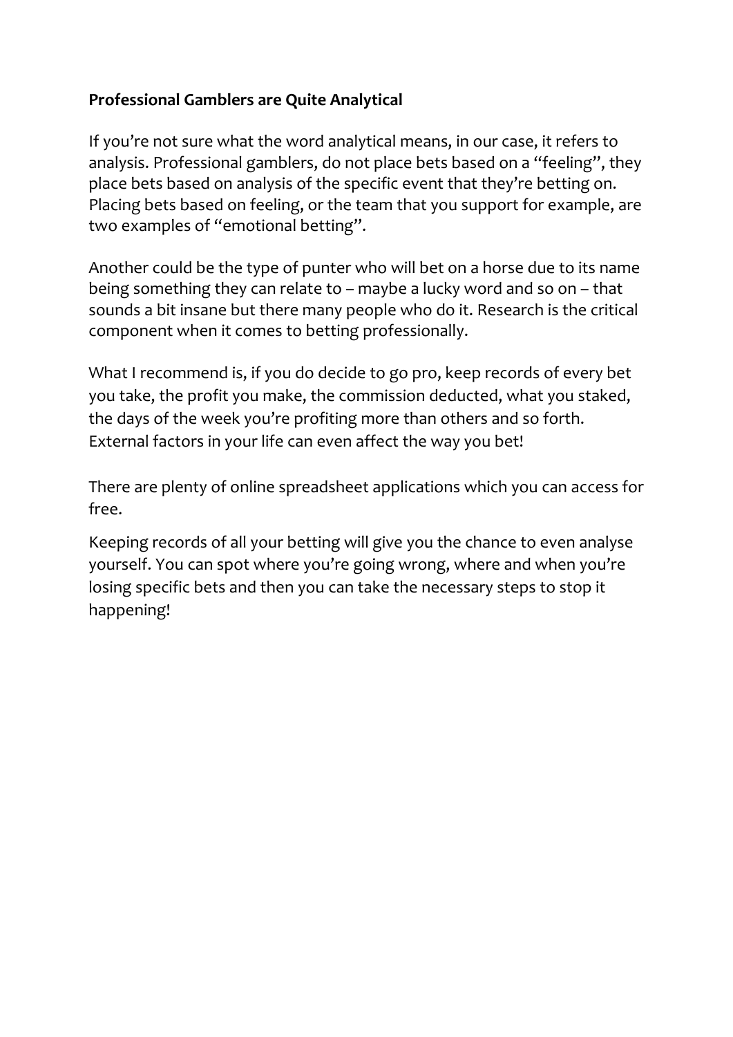**Professional Gamblers are Quite Analytical**

If you're not sure what the word analytical means, in our case, it refers to analysis. Professional gamblers, do not place bets based on a "feeling", they place bets based on analysis of the specific event that they're betting on. Placing bets based on feeling, or the team that you support for example, are two examples of "emotional betting".

Another could be the type of punter who will bet on a horse due to its name being something they can relate to – maybe a lucky word and so on – that sounds a bit insane but there many people who do it. Research is the critical component when it comes to betting professionally.

What I recommend is, if you do decide to go pro, keep records of every bet you take, the profit you make, the commission deducted, what you staked, the days of the week you're profiting more than others and so forth. External factors in your life can even affect the way you bet!

There are plenty of online spreadsheet applications which you can access for free.

Keeping records of all your betting will give you the chance to even analyse yourself. You can spot where you're going wrong, where and when you're losing specific bets and then you can take the necessary steps to stop it happening!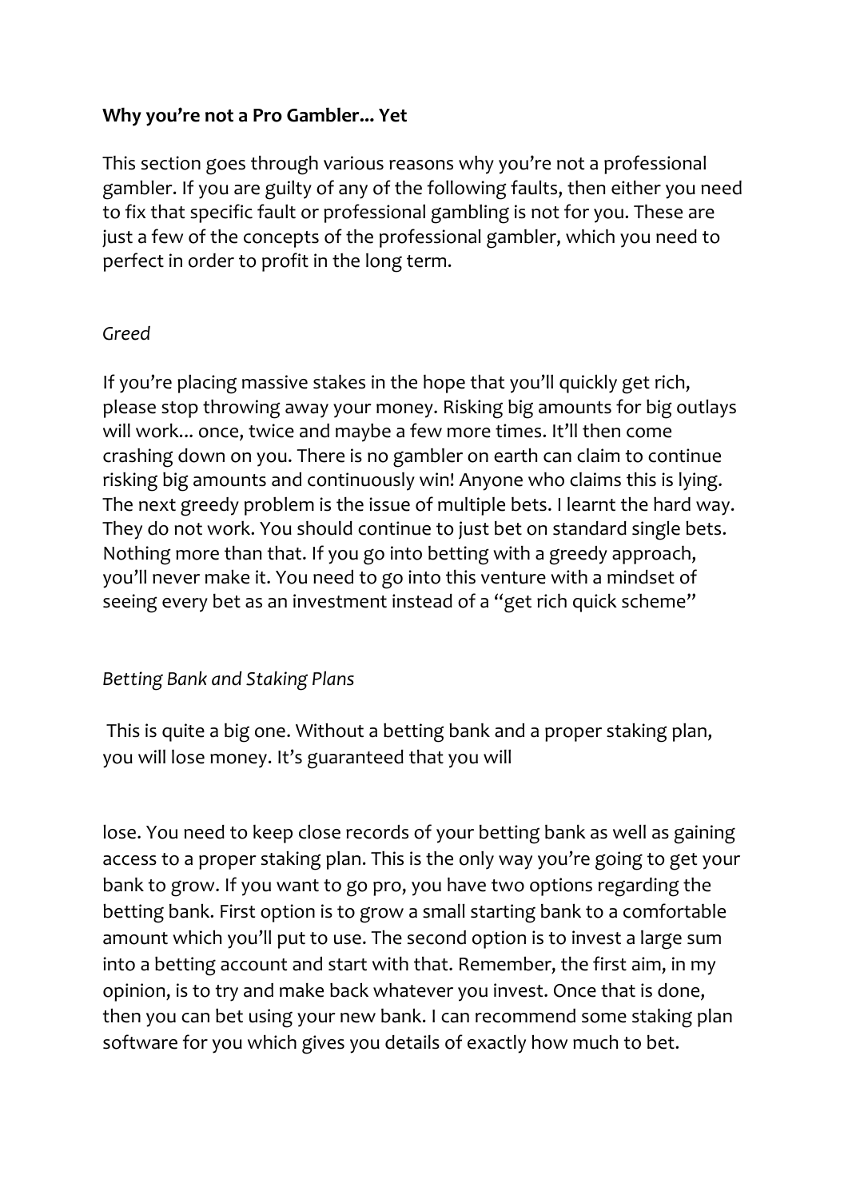**Why you're not a Pro Gambler... Yet**

This section goes through various reasons why you're not a professional gambler. If you are guilty of any of the following faults, then either you need to fix that specific fault or professional gambling is not for you. These are just a few of the concepts of the professional gambler, which you need to perfect in order to profit in the long term.

*Greed*

If you're placing massive stakes in the hope that you'll quickly get rich, please stop throwing away your money. Risking big amounts for big outlays will work... once, twice and maybe a few more times. It'll then come crashing down on you. There is no gambler on earth can claim to continue risking big amounts and continuously win! Anyone who claims this is lying. The next greedy problem is the issue of multiple bets. I learnt the hard way. They do not work. You should continue to just bet on standard single bets. Nothing more than that. If you go into betting with a greedy approach, you'll never make it. You need to go into this venture with a mindset of seeing every bet as an investment instead of a "get rich quick scheme"

*Betting Bank and Staking Plans*

This is quite a big one. Without a betting bank and a proper staking plan, you will lose money. It's guaranteed that you will lose. You need to keep close records of your betting bank as well as gaining access to a proper staking plan. This is the only way you're going to get your bank to grow. If you want to go pro, you have two options regarding the betting bank. First option is to grow a small starting bank to a comfortable amount which you'll put to use. The second option is to invest a large sum into a betting account and start with that. Remember, the first aim, in my opinion, is to try and make back whatever you invest. Once that is done, then you can bet using your new bank. I can recommend some staking plan software for you which gives you details of exactly how much to bet.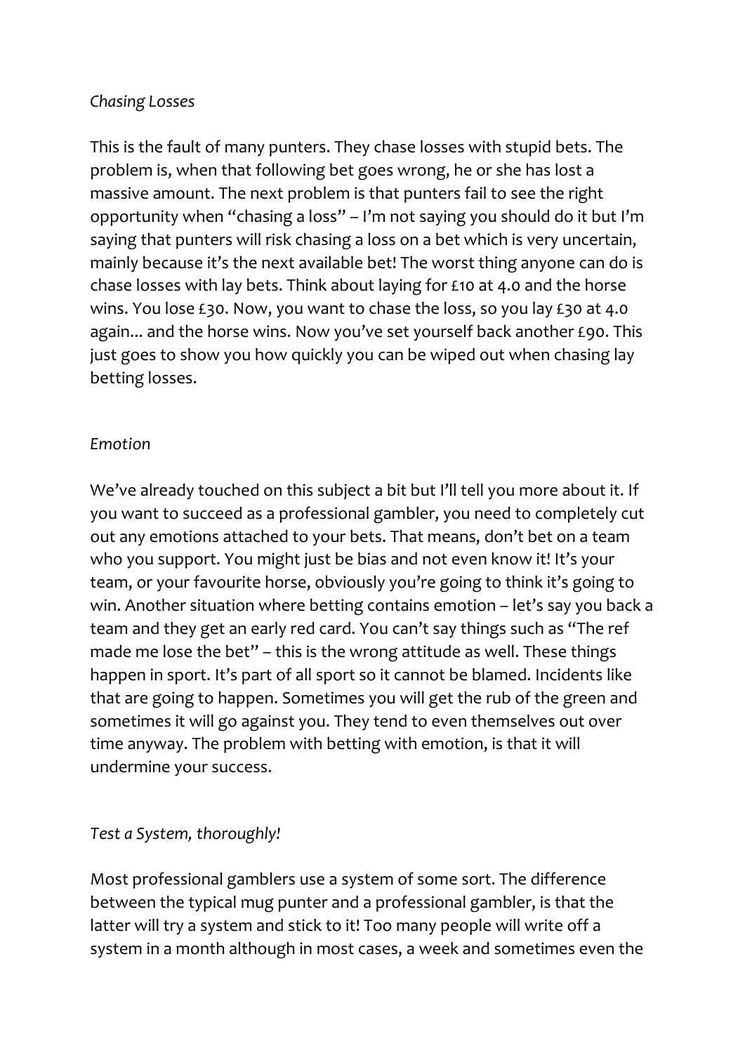*Chasing Losses*

This is the fault of many punters. They chase losses with stupid bets. The problem is, when that following bet goes wrong, he or she has lost a massive amount. The next problem is that punters fail to see the right opportunity when "chasing a loss" – I'm not saying you should do it but I'm saying that punters will risk chasing a loss on a bet which is very uncertain, mainly because it's the next available bet! The worst thing anyone can do is chase losses with lay bets. Think about laying for £10 at 4.0 and the horse wins. You lose £30. Now, you want to chase the loss, so you lay £30 at 4.0 again... and the horse wins. Now you've set yourself back another £90. This just goes to show you how quickly you can be wiped out when chasing lay betting losses.

*Emotion*

We've already touched on this subject a bit but I'll tell you more about it. If you want to succeed as a professional gambler, you need to completely cut out any emotions attached to your bets. That means, don't bet on a team who you support. You might just be bias and not even know it! It's your team, or your favourite horse, obviously you're going to think it's going to win. Another situation where betting contains emotion – let's say you back a team and they get an early red card. You can't say things such as "The ref made me lose the bet" – this is the wrong attitude as well. These things happen in sport. It's part of all sport so it cannot be blamed. Incidents like that are going to happen. Sometimes you will get the rub of the green and sometimes it will go against you. They tend to even themselves out over time anyway. The problem with betting with emotion, is that it will undermine your success.

*Test a System, thoroughly!*

Most professional gamblers use a system of some sort. The difference between the typical mug punter and a professional gambler, is that the latter will try a system and stick to it! Too many people will write off a system in a month although in most cases, a week and sometimes even the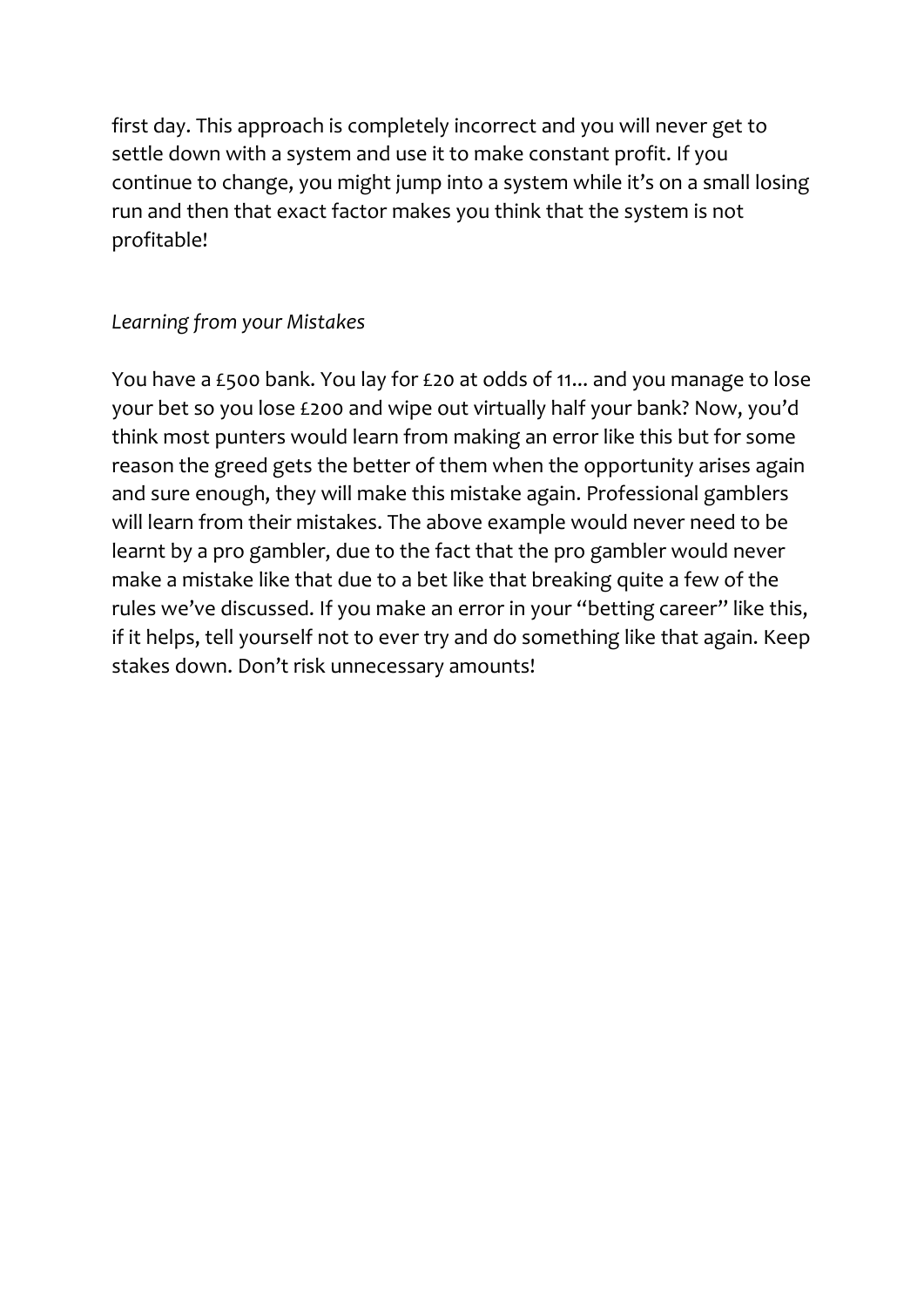first day. This approach is completely incorrect and you will never get to settle down with a system and use it to make constant profit. If you continue to change, you might jump into a system while it's on a small losing run and then that exact factor makes you think that the system is not profitable!

*Learning from your Mistakes*

You have a £500 bank. You lay for £20 at odds of 11... and you manage to lose your bet so you lose £200 and wipe out virtually half your bank? Now, you'd think most punters would learn from making an error like this but for some reason the greed gets the better of them when the opportunity arises again and sure enough, they will make this mistake again. Professional gamblers will learn from their mistakes. The above example would never need to be learnt by a pro gambler, due to the fact that the pro gambler would never make a mistake like that due to a bet like that breaking quite a few of the rules we've discussed. If you make an error in your "betting career" like this, if it helps, tell yourself not to ever try and do something like that again. Keep stakes down. Don't risk unnecessary amounts!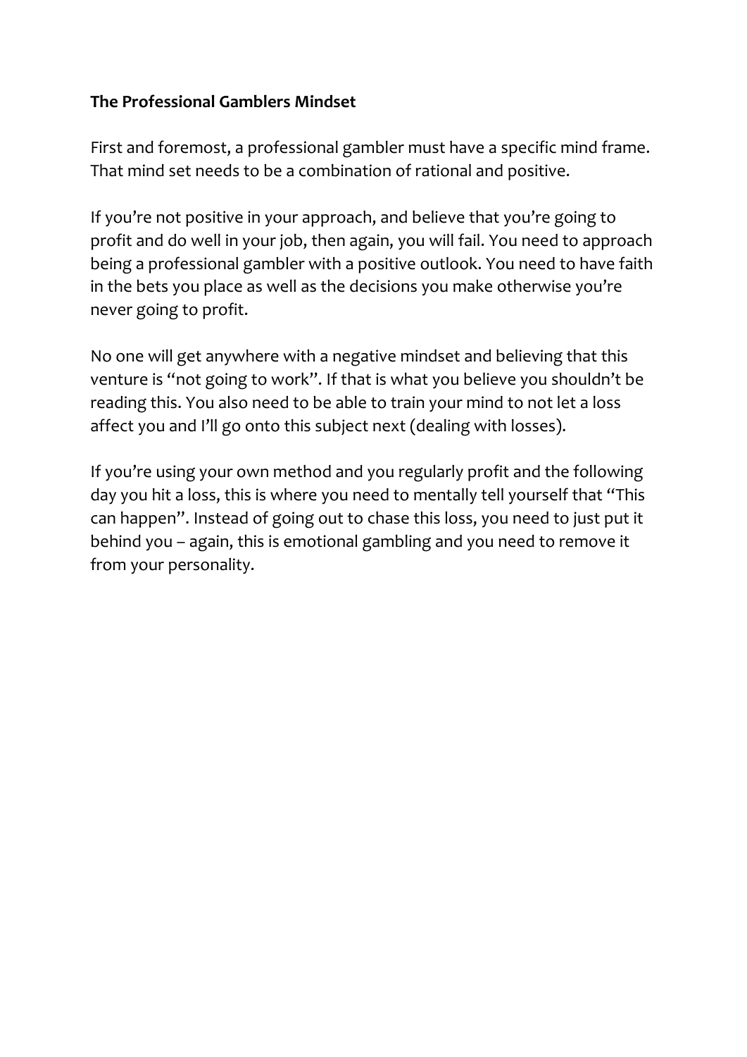**The Professional Gamblers Mindset**

First and foremost, a professional gambler must have a specific mind frame. That mind set needs to be a combination of rational and positive.

If you're not positive in your approach, and believe that you're going to profit and do well in your job, then again, you will fail. You need to approach being a professional gambler with a positive outlook. You need to have faith in the bets you place as well as the decisions you make otherwise you're never going to profit.

No one will get anywhere with a negative mindset and believing that this venture is "not going to work". If that is what you believe you shouldn't be reading this. You also need to be able to train your mind to not let a loss affect you and I'll go onto this subject next (dealing with losses).

If you're using your own method and you regularly profit and the following day you hit a loss, this is where you need to mentally tell yourself that "This can happen". Instead of going out to chase this loss, you need to just put it behind you – again, this is emotional gambling and you need to remove it from your personality.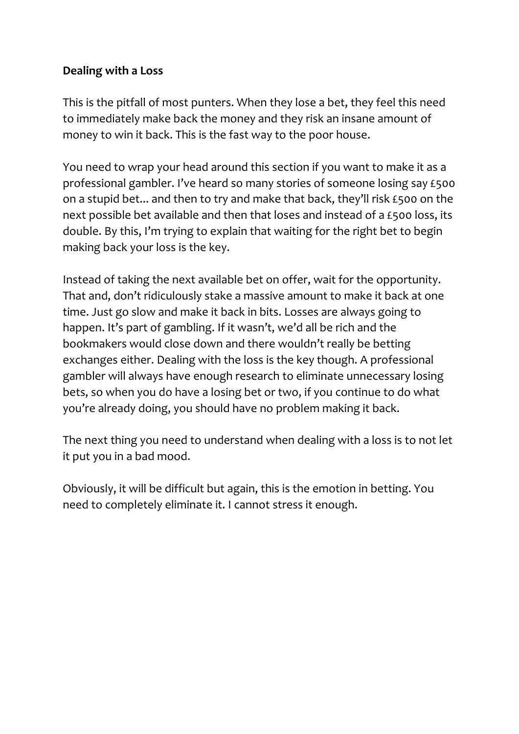**Dealing with a Loss**

This is the pitfall of most punters. When they lose a bet, they feel this need to immediately make back the money and they risk an insane amount of money to win it back. This is the fast way to the poor house.

You need to wrap your head around this section if you want to make it as a professional gambler. I've heard so many stories of someone losing say £500 on a stupid bet... and then to try and make that back, they'll risk £500 on the next possible bet available and then that loses and instead of a £500 loss, its double. By this, I'm trying to explain that waiting for the right bet to begin making back your loss is the key.

Instead of taking the next available bet on offer, wait for the opportunity. That and, don't ridiculously stake a massive amount to make it back at one time. Just go slow and make it back in bits. Losses are always going to happen. It's part of gambling. If it wasn't, we'd all be rich and the bookmakers would close down and there wouldn't really be betting exchanges either. Dealing with the loss is the key though. A professional gambler will always have enough research to eliminate unnecessary losing bets, so when you do have a losing bet or two, if you continue to do what you're already doing, you should have no problem making it back.

The next thing you need to understand when dealing with a loss is to not let it put you in a bad mood.

Obviously, it will be difficult but again, this is the emotion in betting. You need to completely eliminate it. I cannot stress it enough.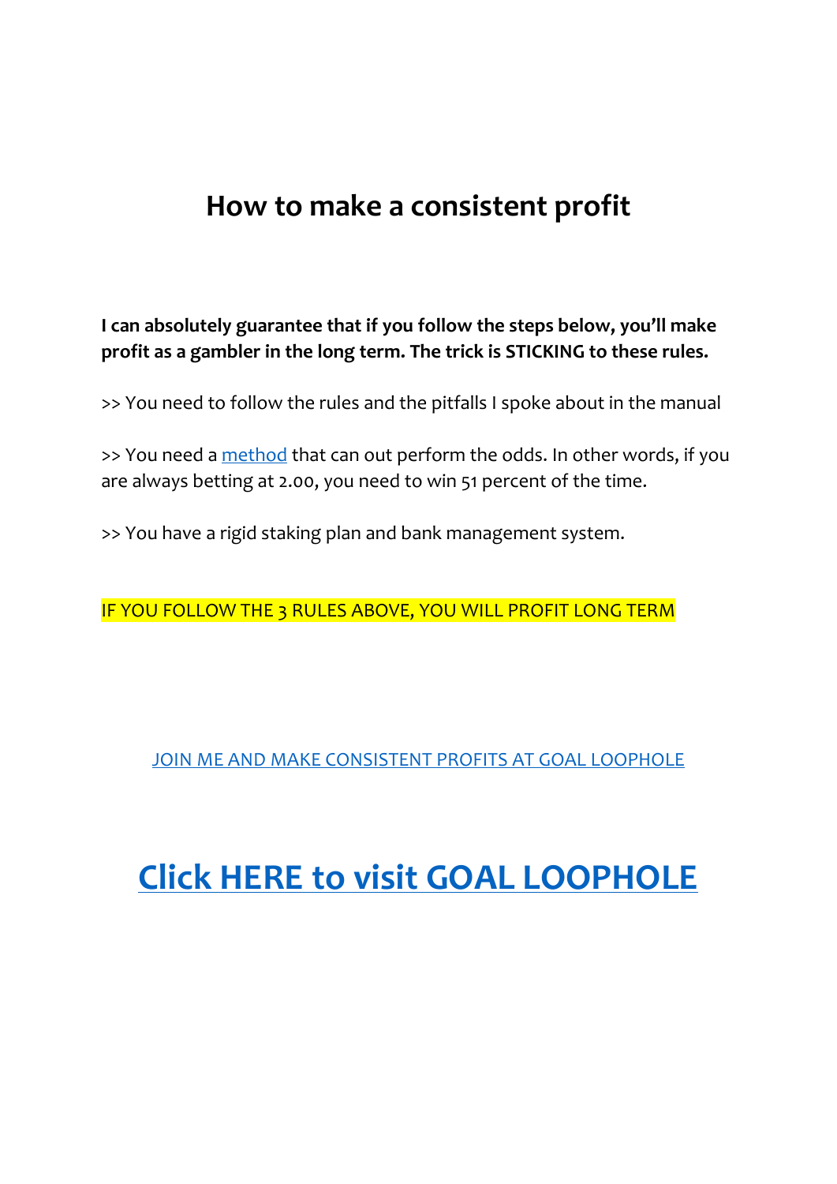# How to make a consistent profit

**I can absolutely guarantee that if you follow the steps below, you'll make profit as a gambler in the long term. The trick is STICKING to these rules.**

>> You need to follow the rules and the pitfalls I spoke about in the manual

>> You need a method that can out perform the odds. In other words, if you are always betting at 2.00, you need to win 51 percent of the time.

>> You have a rigid staking plan and bank management system.

IF YOU FOLLOW THE 3 RULES ABOVE, YOU WILL PROFIT LONG TERM

JOIN ME AND MAKE CONSISTENT PROFITS AT GOAL LOOPHOLE

## Click HERE to visit GOAL LOOPHOLE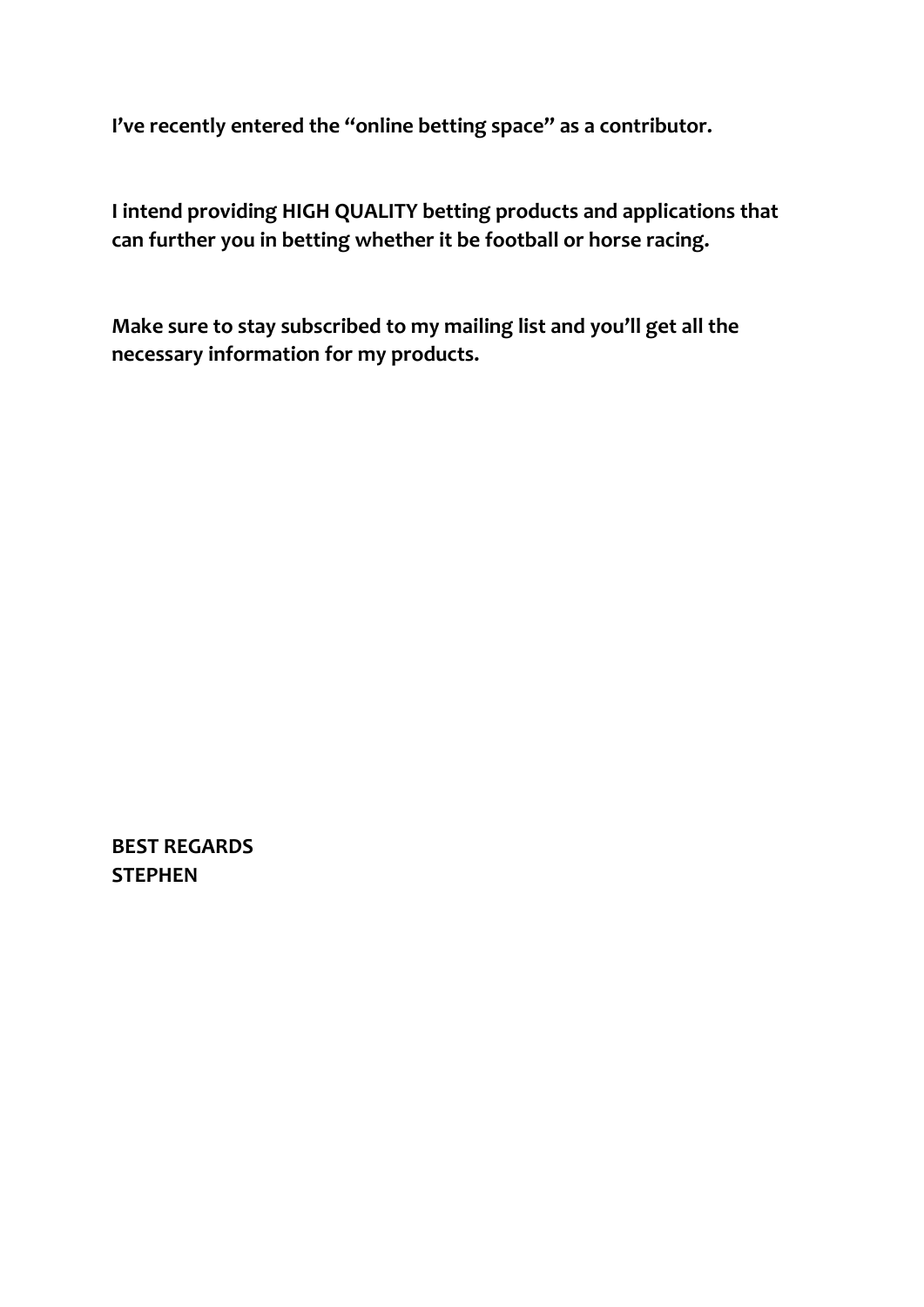**I've recently entered the "online betting space" as a contributor.**

**I intend providing HIGH QUALITY betting products and applications that can further you in betting whether it be football or horse racing.**

**Make sure to stay subscribed to my mailing list and you'll get all the necessary information for my products.**

**BEST REGARDS**
**STEPHEN**